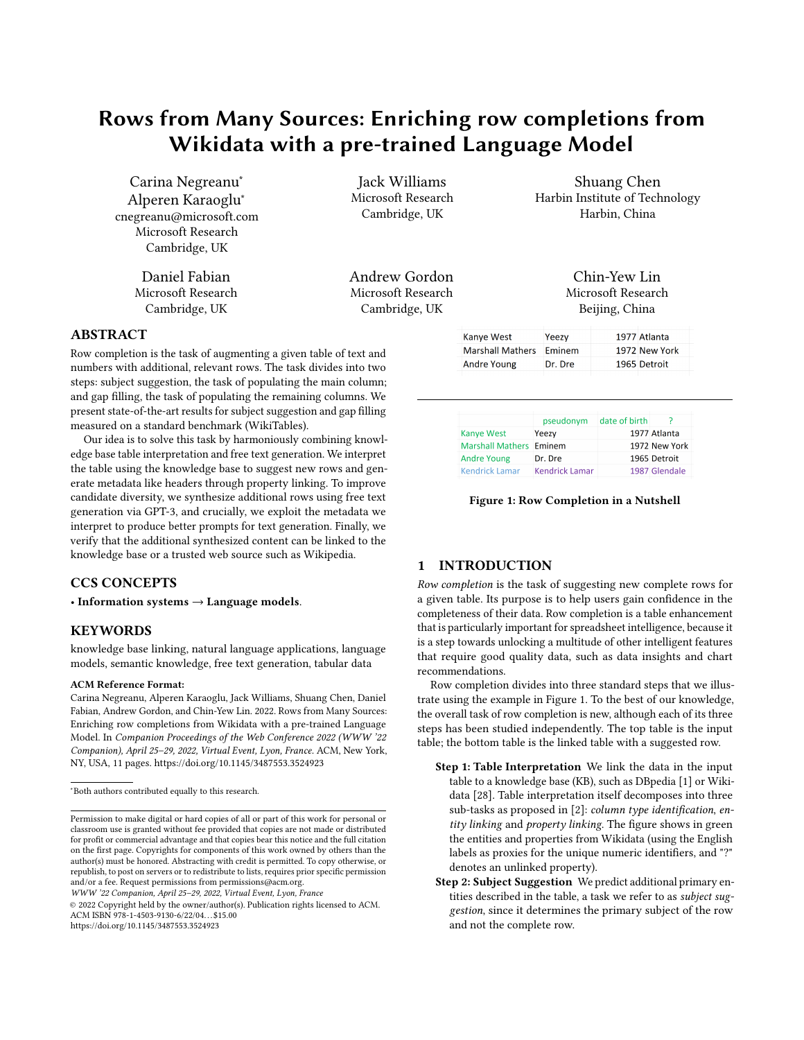# Rows from Many Sources: Enriching row completions from Wikidata with a pre-trained Language Model

Carina Negreanu* 
Alperen Karaoglu* 
cnegreanu@microsoft.com 
Microsoft Research 
Cambridge, UK

Jack Williams 
Microsoft Research 
Cambridge, UK

Shuang Chen 
Harbin Institute of Technology 
Harbin, China

Daniel Fabian 
Microsoft Research 
Cambridge, UK

Andrew Gordon 
Microsoft Research 
Cambridge, UK

Chin-Yew Lin 
Microsoft Research 
Beijing, China

## ABSTRACT

Row completion is the task of augmenting a given table of text and numbers with additional, relevant rows. The task divides into two steps: subject suggestion, the task of populating the main column; and gap filling, the task of populating the remaining columns. We present state-of-the-art results for subject suggestion and gap filling measured on a standard benchmark (WikiTables).

Our idea is to solve this task by harmoniously combining knowledge base table interpretation and free text generation. We interpret the table using the knowledge base to suggest new rows and generate metadata like headers through property linking. To improve candidate diversity, we synthesize additional rows using free text generation via GPT-3, and crucially, we exploit the metadata we interpret to produce better prompts for text generation. Finally, we verify that the additional synthesized content can be linked to the knowledge base or a trusted web source such as Wikipedia.

## CCS CONCEPTS

• **Information systems** → **Language models**.

## KEYWORDS

knowledge base linking, natural language applications, language models, semantic knowledge, free text generation, tabular data

**ACM Reference Format:**

Carina Negreanu, Alperen Karaoglu, Jack Williams, Shuang Chen, Daniel Fabian, Andrew Gordon, and Chin-Yew Lin. 2022. Rows from Many Sources: Enriching row completions from Wikidata with a pre-trained Language Model. In *Companion Proceedings of the Web Conference 2022 (WWW '22 Companion), April 25–29, 2022, Virtual Event, Lyon, France.* ACM, New York, NY, USA, 11 pages. https://doi.org/10.1145/3487553.3524923

*Both authors contributed equally to this research.

Permission to make digital or hard copies of all or part of this work for personal or classroom use is granted without fee provided that copies are not made or distributed for profit or commercial advantage and that copies bear this notice and the full citation on the first page. Copyrights for components of this work owned by others than the author(s) must be honored. Abstracting with credit is permitted. To copy otherwise, or republish, to post on servers or to redistribute to lists, requires prior specific permission and/or a fee. Request permissions from permissions@acm.org.
*WWW '22 Companion, April 25–29, 2022, Virtual Event, Lyon, France*
© 2022 Copyright held by the owner/author(s). Publication rights licensed to ACM.
ACM ISBN 978-1-4503-9130-6/22/04...$15.00
https://doi.org/10.1145/3487553.3524923

| | | | |
|---|---|---|---|
| Kanye West | Yeezy | 1977 | Atlanta |
| Marshall Mathers | Eminem | 1972 | New York |
| Andre Young | Dr. Dre | 1965 | Detroit |

| | pseudonym | date of birth | ? |
|---|---|---|---|
| Kanye West | Yeezy | 1977 | Atlanta |
| Marshall Mathers | Eminem | 1972 | New York |
| Andre Young | Dr. Dre | 1965 | Detroit |
| Kendrick Lamar | Kendrick Lamar | 1987 | Glendale |

**Figure 1: Row Completion in a Nutshell**

## 1 INTRODUCTION

*Row completion* is the task of suggesting new complete rows for a given table. Its purpose is to help users gain confidence in the completeness of their data. Row completion is a table enhancement that is particularly important for spreadsheet intelligence, because it is a step towards unlocking a multitude of other intelligent features that require good quality data, such as data insights and chart recommendations.

Row completion divides into three standard steps that we illustrate using the example in Figure 1. To the best of our knowledge, the overall task of row completion is new, although each of its three steps has been studied independently. The top table is the input table; the bottom table is the linked table with a suggested row.

**Step 1: Table Interpretation** We link the data in the input table to a knowledge base (KB), such as DBpedia [1] or Wikidata [28]. Table interpretation itself decomposes into three sub-tasks as proposed in [2]: *column type identification*, *entity linking* and *property linking*. The figure shows in green the entities and properties from Wikidata (using the English labels as proxies for the unique numeric identifiers, and "?" denotes an unlinked property).

**Step 2: Subject Suggestion** We predict additional primary entities described in the table, a task we refer to as *subject suggestion*, since it determines the primary subject of the row and not the complete row.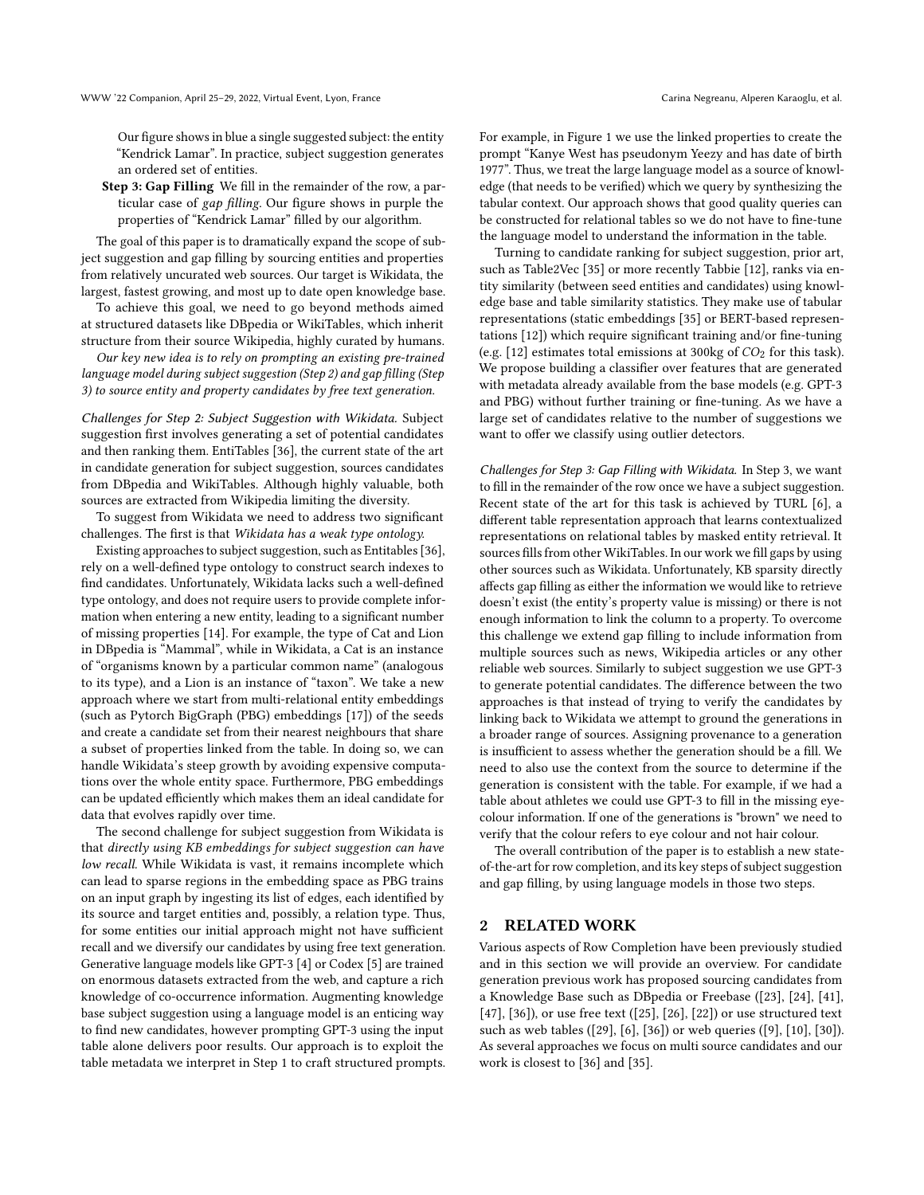Our figure shows in blue a single suggested subject: the entity "Kendrick Lamar". In practice, subject suggestion generates an ordered set of entities.

**Step 3: Gap Filling** We fill in the remainder of the row, a particular case of *gap filling*. Our figure shows in purple the properties of "Kendrick Lamar" filled by our algorithm.

The goal of this paper is to dramatically expand the scope of subject suggestion and gap filling by sourcing entities and properties from relatively uncurated web sources. Our target is Wikidata, the largest, fastest growing, and most up to date open knowledge base.

To achieve this goal, we need to go beyond methods aimed at structured datasets like DBpedia or WikiTables, which inherit structure from their source Wikipedia, highly curated by humans.

*Our key new idea is to rely on prompting an existing pre-trained language model during subject suggestion (Step 2) and gap filling (Step 3) to source entity and property candidates by free text generation.*

*Challenges for Step 2: Subject Suggestion with Wikidata.* Subject suggestion first involves generating a set of potential candidates and then ranking them. EntiTables [36], the current state of the art in candidate generation for subject suggestion, sources candidates from DBpedia and WikiTables. Although highly valuable, both sources are extracted from Wikipedia limiting the diversity.

To suggest from Wikidata we need to address two significant challenges. The first is that *Wikidata has a weak type ontology.*

Existing approaches to subject suggestion, such as Entitables [36], rely on a well-defined type ontology to construct search indexes to find candidates. Unfortunately, Wikidata lacks such a well-defined type ontology, and does not require users to provide complete information when entering a new entity, leading to a significant number of missing properties [14]. For example, the type of Cat and Lion in DBpedia is "Mammal", while in Wikidata, a Cat is an instance of "organisms known by a particular common name" (analogous to its type), and a Lion is an instance of "taxon". We take a new approach where we start from multi-relational entity embeddings (such as Pytorch BigGraph (PBG) embeddings [17]) of the seeds and create a candidate set from their nearest neighbours that share a subset of properties linked from the table. In doing so, we can handle Wikidata's steep growth by avoiding expensive computations over the whole entity space. Furthermore, PBG embeddings can be updated efficiently which makes them an ideal candidate for data that evolves rapidly over time.

The second challenge for subject suggestion from Wikidata is that *directly using KB embeddings for subject suggestion can have low recall.* While Wikidata is vast, it remains incomplete which can lead to sparse regions in the embedding space as PBG trains on an input graph by ingesting its list of edges, each identified by its source and target entities and, possibly, a relation type. Thus, for some entities our initial approach might not have sufficient recall and we diversify our candidates by using free text generation. Generative language models like GPT-3 [4] or Codex [5] are trained on enormous datasets extracted from the web, and capture a rich knowledge of co-occurrence information. Augmenting knowledge base subject suggestion using a language model is an enticing way to find new candidates, however prompting GPT-3 using the input table alone delivers poor results. Our approach is to exploit the table metadata we interpret in Step 1 to craft structured prompts. For example, in Figure 1 we use the linked properties to create the prompt "Kanye West has pseudonym Yeezy and has date of birth 1977". Thus, we treat the large language model as a source of knowledge (that needs to be verified) which we query by synthesizing the tabular context. Our approach shows that good quality queries can be constructed for relational tables so we do not have to fine-tune the language model to understand the information in the table.

Turning to candidate ranking for subject suggestion, prior art, such as Table2Vec [35] or more recently Tabbie [12], ranks via entity similarity (between seed entities and candidates) using knowledge base and table similarity statistics. They make use of tabular representations (static embeddings [35] or BERT-based representations [12]) which require significant training and/or fine-tuning (e.g. [12] estimates total emissions at 300kg of $CO_2$ for this task). We propose building a classifier over features that are generated with metadata already available from the base models (e.g. GPT-3 and PBG) without further training or fine-tuning. As we have a large set of candidates relative to the number of suggestions we want to offer we classify using outlier detectors.

*Challenges for Step 3: Gap Filling with Wikidata.* In Step 3, we want to fill in the remainder of the row once we have a subject suggestion. Recent state of the art for this task is achieved by TURL [6], a different table representation approach that learns contextualized representations on relational tables by masked entity retrieval. It sources fills from other WikiTables. In our work we fill gaps by using other sources such as Wikidata. Unfortunately, KB sparsity directly affects gap filling as either the information we would like to retrieve doesn't exist (the entity's property value is missing) or there is not enough information to link the column to a property. To overcome this challenge we extend gap filling to include information from multiple sources such as news, Wikipedia articles or any other reliable web sources. Similarly to subject suggestion we use GPT-3 to generate potential candidates. The difference between the two approaches is that instead of trying to verify the candidates by linking back to Wikidata we attempt to ground the generations in a broader range of sources. Assigning provenance to a generation is insufficient to assess whether the generation should be a fill. We need to also use the context from the source to determine if the generation is consistent with the table. For example, if we had a table about athletes we could use GPT-3 to fill in the missing eye-colour information. If one of the generations is "brown" we need to verify that the colour refers to eye colour and not hair colour.

The overall contribution of the paper is to establish a new state-of-the-art for row completion, and its key steps of subject suggestion and gap filling, by using language models in those two steps.

## 2 RELATED WORK

Various aspects of Row Completion have been previously studied and in this section we will provide an overview. For candidate generation previous work has proposed sourcing candidates from a Knowledge Base such as DBpedia or Freebase ([23], [24], [41], [47], [36]), or use free text ([25], [26], [22]) or use structured text such as web tables ([29], [6], [36]) or web queries ([9], [10], [30]). As several approaches we focus on multi source candidates and our work is closest to [36] and [35].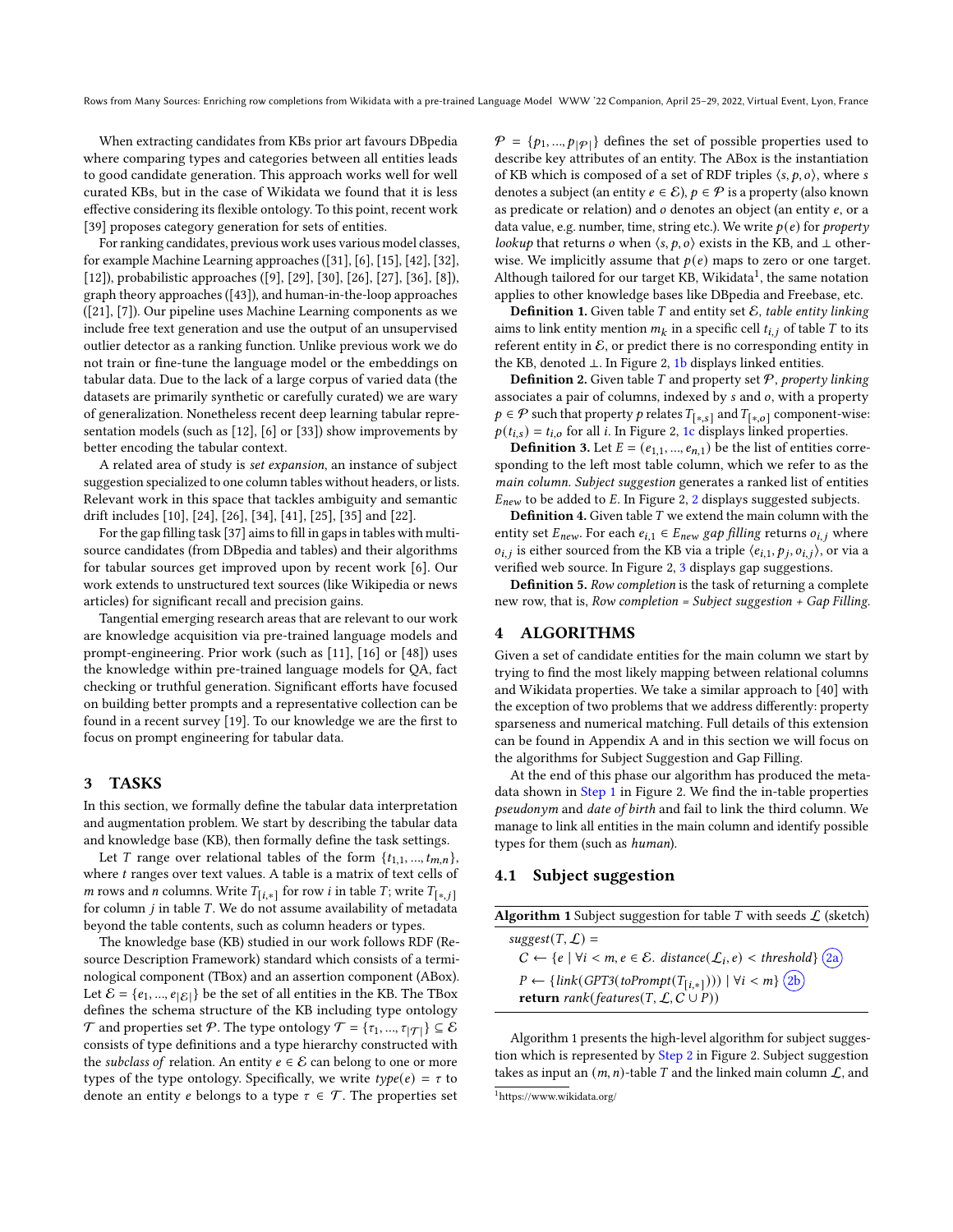When extracting candidates from KBs prior art favours DBpedia where comparing types and categories between all entities leads to good candidate generation. This approach works well for well curated KBs, but in the case of Wikidata we found that it is less effective considering its flexible ontology. To this point, recent work [39] proposes category generation for sets of entities.

For ranking candidates, previous work uses various model classes, for example Machine Learning approaches ([31], [6], [15], [42], [32], [12]), probabilistic approaches ([9], [29], [30], [26], [27], [36], [8]), graph theory approaches ([43]), and human-in-the-loop approaches ([21], [7]). Our pipeline uses Machine Learning components as we include free text generation and use the output of an unsupervised outlier detector as a ranking function. Unlike previous work we do not train or fine-tune the language model or the embeddings on tabular data. Due to the lack of a large corpus of varied data (the datasets are primarily synthetic or carefully curated) we are wary of generalization. Nonetheless recent deep learning tabular representation models (such as [12], [6] or [33]) show improvements by better encoding the tabular context.

A related area of study is *set expansion*, an instance of subject suggestion specialized to one column tables without headers, or lists. Relevant work in this space that tackles ambiguity and semantic drift includes [10], [24], [26], [34], [41], [25], [35] and [22].

For the gap filling task [37] aims to fill in gaps in tables with multi-source candidates (from DBpedia and tables) and their algorithms for tabular sources get improved upon by recent work [6]. Our work extends to unstructured text sources (like Wikipedia or news articles) for significant recall and precision gains.

Tangential emerging research areas that are relevant to our work are knowledge acquisition via pre-trained language models and prompt-engineering. Prior work (such as [11], [16] or [48]) uses the knowledge within pre-trained language models for QA, fact checking or truthful generation. Significant efforts have focused on building better prompts and a representative collection can be found in a recent survey [19]. To our knowledge we are the first to focus on prompt engineering for tabular data.

## 3 TASKS

In this section, we formally define the tabular data interpretation and augmentation problem. We start by describing the tabular data and knowledge base (KB), then formally define the task settings.

Let $T$ range over relational tables of the form $\{t_{1,1}, ..., t_{m,n}\}$, where $t$ ranges over text values. A table is a matrix of text cells of $m$ rows and $n$ columns. Write $T_{[i,*]}$ for row $i$ in table $T$; write $T_{[*,j]}$ for column $j$ in table $T$. We do not assume availability of metadata beyond the table contents, such as column headers or types.

The knowledge base (KB) studied in our work follows RDF (Resource Description Framework) standard which consists of a terminological component (TBox) and an assertion component (ABox). Let $\mathcal{E} = \{e_1, ..., e_{|\mathcal{E}|}\}$ be the set of all entities in the KB. The TBox defines the schema structure of the KB including type ontology $\mathcal{T}$ and properties set $\mathcal{P}$. The type ontology $\mathcal{T} = \{\tau_1, ..., \tau_{|\mathcal{T}|}\} \subseteq \mathcal{E}$ consists of type definitions and a type hierarchy constructed with the *subclass of* relation. An entity $e \in \mathcal{E}$ can belong to one or more types of the type ontology. Specifically, we write $type(e) = \tau$ to denote an entity $e$ belongs to a type $\tau \in \mathcal{T}$. The properties set $\mathcal{P} = \{p_1, ..., p_{|\mathcal{P}|}\}$ defines the set of possible properties used to describe key attributes of an entity. The ABox is the instantiation of KB which is composed of a set of RDF triples $\langle s, p, o \rangle$, where $s$ denotes a subject (an entity $e \in \mathcal{E}$), $p \in \mathcal{P}$ is a property (also known as predicate or relation) and $o$ denotes an object (an entity $e$, or a data value, e.g. number, time, string etc.). We write $p(e)$ for *property lookup* that returns $o$ when $\langle s, p, o \rangle$ exists in the KB, and $\perp$ otherwise. We implicitly assume that $p(e)$ maps to zero or one target. Although tailored for our target KB, Wikidata[1], the same notation applies to other knowledge bases like DBpedia and Freebase, etc.

**Definition 1.** Given table $T$ and entity set $\mathcal{E}$, *table entity linking* aims to link entity mention $m_k$ in a specific cell $t_{i,j}$ of table $T$ to its referent entity in $\mathcal{E}$, or predict there is no corresponding entity in the KB, denoted $\perp$. In Figure 2, 1b displays linked entities.

**Definition 2.** Given table $T$ and property set $\mathcal{P}$, *property linking* associates a pair of columns, indexed by $s$ and $o$, with a property $p \in \mathcal{P}$ such that property $p$ relates $T_{[*,s]}$ and $T_{[*,o]}$ component-wise: $p(t_{i,s}) = t_{i,o}$ for all $i$. In Figure 2, 1c displays linked properties.

**Definition 3.** Let $E = (e_{1,1}, ..., e_{n,1})$ be the list of entities corresponding to the left most table column, which we refer to as the *main column*. *Subject suggestion* generates a ranked list of entities $E_{new}$ to be added to $E$. In Figure 2, 2 displays suggested subjects.

**Definition 4.** Given table $T$ we extend the main column with the entity set $E_{new}$. For each $e_{i,1} \in E_{new}$ *gap filling* returns $o_{i,j}$ where $o_{i,j}$ is either sourced from the KB via a triple $\langle e_{i,1}, p_j, o_{i,j} \rangle$, or via a verified web source. In Figure 2, 3 displays gap suggestions.

**Definition 5.** *Row completion* is the task of returning a complete new row, that is, *Row completion = Subject suggestion + Gap Filling.*

## 4 ALGORITHMS

Given a set of candidate entities for the main column we start by trying to find the most likely mapping between relational columns and Wikidata properties. We take a similar approach to [40] with the exception of two problems that we address differently: property sparseness and numerical matching. Full details of this extension can be found in Appendix A and in this section we will focus on the algorithms for Subject Suggestion and Gap Filling.

At the end of this phase our algorithm has produced the metadata shown in Step 1 in Figure 2. We find the in-table properties *pseudonym* and *date of birth* and fail to link the third column. We manage to link all entities in the main column and identify possible types for them (such as *human*).

### 4.1 Subject suggestion

**Algorithm 1** Subject suggestion for table $T$ with seeds $\mathcal{L}$ (sketch)

$suggest(T, \mathcal{L}) =$

$\quad C \leftarrow \{e \mid \forall i < m, e \in \mathcal{E}.\ distance(\mathcal{L}_i, e) < threshold\}$ (2a)

$\quad P \leftarrow \{link(GPT3(toPrompt(T_{[i,*]}))) \mid \forall i < m\}$ (2b)

$\quad$ **return** $rank(features(T, \mathcal{L}, C \cup P))$

Algorithm 1 presents the high-level algorithm for subject suggestion which is represented by Step 2 in Figure 2. Subject suggestion takes as input an $(m, n)$-table $T$ and the linked main column $\mathcal{L}$, and

[1] https://www.wikidata.org/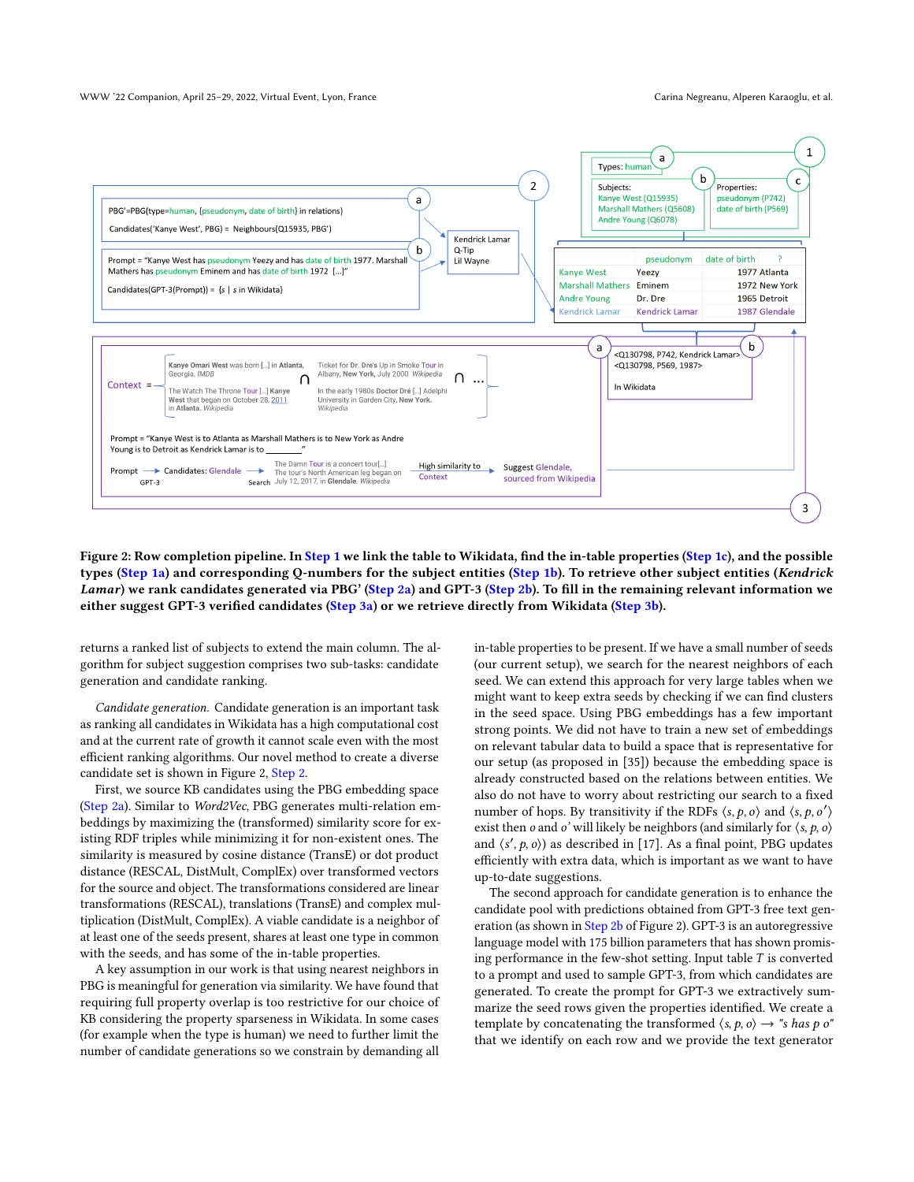**Figure 2: Row completion pipeline. In Step 1 we link the table to Wikidata, find the in-table properties (Step 1c), and the possible types (Step 1a) and corresponding Q-numbers for the subject entities (Step 1b). To retrieve other subject entities (*Kendrick Lamar*) we rank candidates generated via PBG' (Step 2a) and GPT-3 (Step 2b). To fill in the remaining relevant information we either suggest GPT-3 verified candidates (Step 3a) or we retrieve directly from Wikidata (Step 3b).**

returns a ranked list of subjects to extend the main column. The algorithm for subject suggestion comprises two sub-tasks: candidate generation and candidate ranking.

*Candidate generation.* Candidate generation is an important task as ranking all candidates in Wikidata has a high computational cost and at the current rate of growth it cannot scale even with the most efficient ranking algorithms. Our novel method to create a diverse candidate set is shown in Figure 2, Step 2.

First, we source KB candidates using the PBG embedding space (Step 2a). Similar to *Word2Vec*, PBG generates multi-relation embeddings by maximizing the (transformed) similarity score for existing RDF triples while minimizing it for non-existent ones. The similarity is measured by cosine distance (TransE) or dot product distance (RESCAL, DistMult, ComplEx) over transformed vectors for the source and object. The transformations considered are linear transformations (RESCAL), translations (TransE) and complex multiplication (DistMult, ComplEx). A viable candidate is a neighbor of at least one of the seeds present, shares at least one type in common with the seeds, and has some of the in-table properties.

A key assumption in our work is that using nearest neighbors in PBG is meaningful for generation via similarity. We have found that requiring full property overlap is too restrictive for our choice of KB considering the property sparseness in Wikidata. In some cases (for example when the type is human) we need to further limit the number of candidate generations so we constrain by demanding all in-table properties to be present. If we have a small number of seeds (our current setup), we search for the nearest neighbors of each seed. We can extend this approach for very large tables when we might want to keep extra seeds by checking if we can find clusters in the seed space. Using PBG embeddings has a few important strong points. We did not have to train a new set of embeddings on relevant tabular data to build a space that is representative for our setup (as proposed in [35]) because the embedding space is already constructed based on the relations between entities. We also do not have to worry about restricting our search to a fixed number of hops. By transitivity if the RDFs $\langle s, p, o \rangle$ and $\langle s, p, o' \rangle$ exist then $o$ and $o'$ will likely be neighbors (and similarly for $\langle s, p, o \rangle$ and $\langle s', p, o \rangle$) as described in [17]. As a final point, PBG updates efficiently with extra data, which is important as we want to have up-to-date suggestions.

The second approach for candidate generation is to enhance the candidate pool with predictions obtained from GPT-3 free text generation (as shown in Step 2b of Figure 2). GPT-3 is an autoregressive language model with 175 billion parameters that has shown promising performance in the few-shot setting. Input table $T$ is converted to a prompt and used to sample GPT-3, from which candidates are generated. To create the prompt for GPT-3 we extractively summarize the seed rows given the properties identified. We create a template by concatenating the transformed $\langle s, p, o \rangle \rightarrow$ "*s has p o*" that we identify on each row and we provide the text generator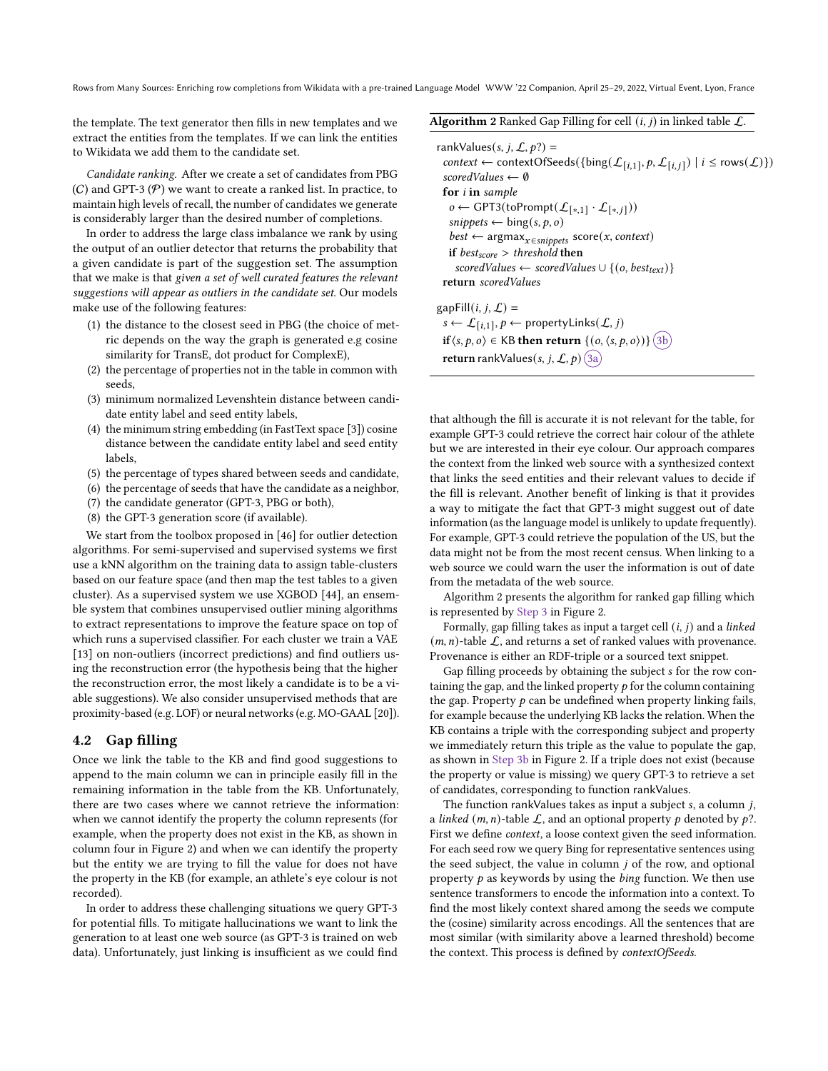the template. The text generator then fills in new templates and we extract the entities from the templates. If we can link the entities to Wikidata we add them to the candidate set.

*Candidate ranking.* After we create a set of candidates from PBG ($C$) and GPT-3 ($\mathcal{P}$) we want to create a ranked list. In practice, to maintain high levels of recall, the number of candidates we generate is considerably larger than the desired number of completions.

In order to address the large class imbalance we rank by using the output of an outlier detector that returns the probability that a given candidate is part of the suggestion set. The assumption that we make is that *given a set of well curated features the relevant suggestions will appear as outliers in the candidate set.* Our models make use of the following features:

1. the distance to the closest seed in PBG (the choice of metric depends on the way the graph is generated e.g cosine similarity for TransE, dot product for ComplexE),
2. the percentage of properties not in the table in common with seeds,
3. minimum normalized Levenshtein distance between candidate entity label and seed entity labels,
4. the minimum string embedding (in FastText space [3]) cosine distance between the candidate entity label and seed entity labels,
5. the percentage of types shared between seeds and candidate,
6. the percentage of seeds that have the candidate as a neighbor,
7. the candidate generator (GPT-3, PBG or both),
8. the GPT-3 generation score (if available).

We start from the toolbox proposed in [46] for outlier detection algorithms. For semi-supervised and supervised systems we first use a kNN algorithm on the training data to assign table-clusters based on our feature space (and then map the test tables to a given cluster). As a supervised system we use XGBOD [44], an ensemble system that combines unsupervised outlier mining algorithms to extract representations to improve the feature space on top of which runs a supervised classifier. For each cluster we train a VAE [13] on non-outliers (incorrect predictions) and find outliers using the reconstruction error (the hypothesis being that the higher the reconstruction error, the most likely a candidate is to be a viable suggestions). We also consider unsupervised methods that are proximity-based (e.g. LOF) or neural networks (e.g. MO-GAAL [20]).

## 4.2 Gap filling

Once we link the table to the KB and find good suggestions to append to the main column we can in principle easily fill in the remaining information in the table from the KB. Unfortunately, there are two cases where we cannot retrieve the information: when we cannot identify the property the column represents (for example, when the property does not exist in the KB, as shown in column four in Figure 2) and when we can identify the property but the entity we are trying to fill the value for does not have the property in the KB (for example, an athlete's eye colour is not recorded).

In order to address these challenging situations we query GPT-3 for potential fills. To mitigate hallucinations we want to link the generation to at least one web source (as GPT-3 is trained on web data). Unfortunately, just linking is insufficient as we could find that although the fill is accurate it is not relevant for the table, for example GPT-3 could retrieve the correct hair colour of the athlete but we are interested in their eye colour. Our approach compares the context from the linked web source with a synthesized context that links the seed entities and their relevant values to decide if the fill is relevant. Another benefit of linking is that it provides a way to mitigate the fact that GPT-3 might suggest out of date information (as the language model is unlikely to update frequently). For example, GPT-3 could retrieve the population of the US, but the data might not be from the most recent census. When linking to a web source we could warn the user the information is out of date from the metadata of the web source.

**Algorithm 2** Ranked Gap Filling for cell $(i, j)$ in linked table $\mathcal{L}$.

```
rankValues(s, j, L, p?) =
  context ← contextOfSeeds({bing(L[i,1], p, L[i,j]) | i ≤ rows(L)})
  scoredValues ← ∅
  for i in sample
    o ← GPT3(toPrompt(L[*,1] · L[*,j]))
    snippets ← bing(s, p, o)
    best ← argmax_{x ∈ snippets} score(x, context)
    if best_score > threshold then
      scoredValues ← scoredValues ∪ {(o, best_text)}
  return scoredValues

gapFill(i, j, L) =
  s ← L[i,1], p ← propertyLinks(L, j)
  if ⟨s, p, o⟩ ∈ KB then return {(o, ⟨s, p, o⟩)} (3b)
  return rankValues(s, j, L, p) (3a)
```

Algorithm 2 presents the algorithm for ranked gap filling which is represented by Step 3 in Figure 2.

Formally, gap filling takes as input a target cell $(i, j)$ and a *linked* $(m, n)$-table $\mathcal{L}$, and returns a set of ranked values with provenance. Provenance is either an RDF-triple or a sourced text snippet.

Gap filling proceeds by obtaining the subject $s$ for the row containing the gap, and the linked property $p$ for the column containing the gap. Property $p$ can be undefined when property linking fails, for example because the underlying KB lacks the relation. When the KB contains a triple with the corresponding subject and property we immediately return this triple as the value to populate the gap, as shown in Step 3b in Figure 2. If a triple does not exist (because the property or value is missing) we query GPT-3 to retrieve a set of candidates, corresponding to function rankValues.

The function rankValues takes as input a subject $s$, a column $j$, a *linked* $(m, n)$-table $\mathcal{L}$, and an optional property $p$ denoted by $p$?. First we define *context*, a loose context given the seed information. For each seed row we query Bing for representative sentences using the seed subject, the value in column $j$ of the row, and optional property $p$ as keywords by using the *bing* function. We then use sentence transformers to encode the information into a context. To find the most likely context shared among the seeds we compute the (cosine) similarity across encodings. All the sentences that are most similar (with similarity above a learned threshold) become the context. This process is defined by *contextOfSeeds*.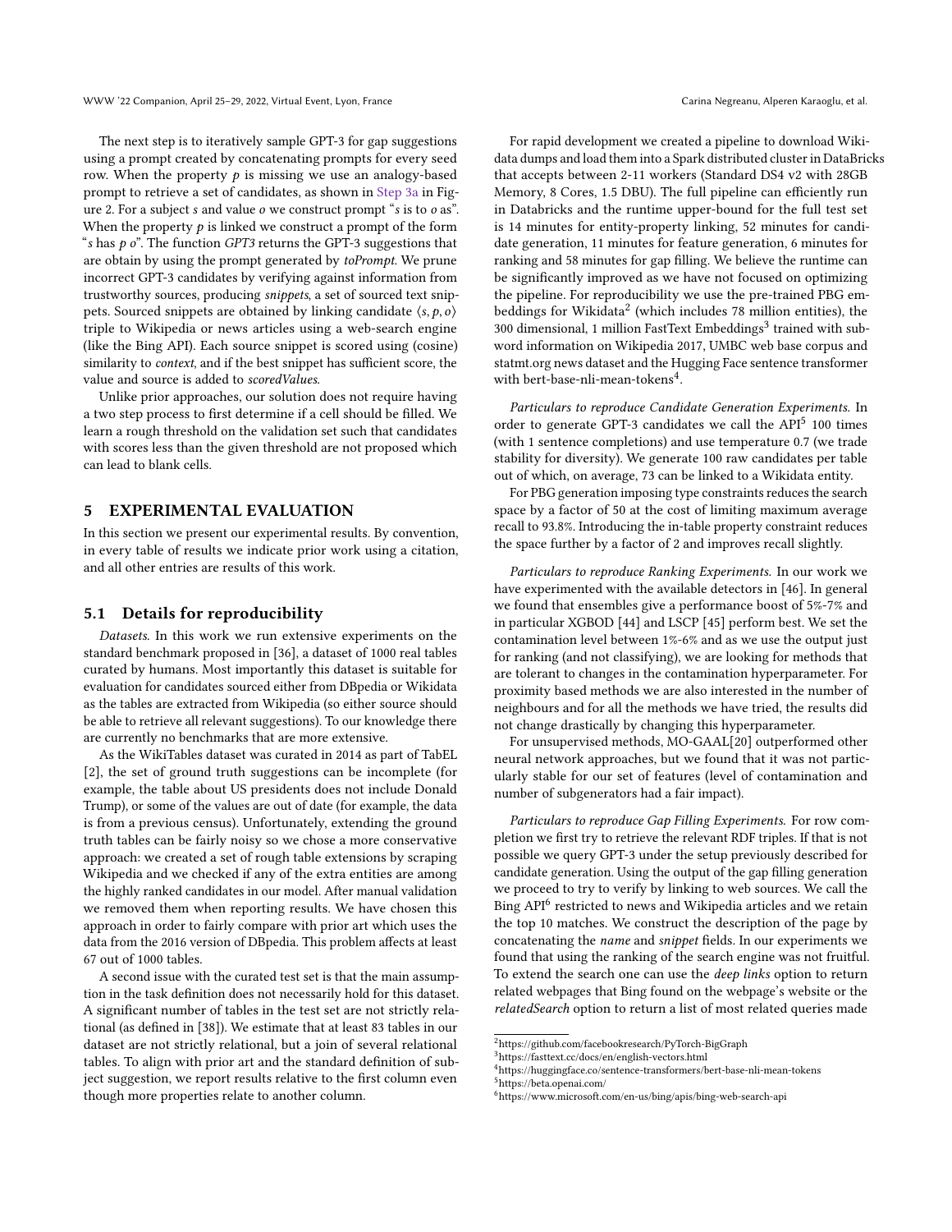The next step is to iteratively sample GPT-3 for gap suggestions using a prompt created by concatenating prompts for every seed row. When the property $p$ is missing we use an analogy-based prompt to retrieve a set of candidates, as shown in Step 3a in Figure 2. For a subject $s$ and value $o$ we construct prompt "$s$ is to $o$ as". When the property $p$ is linked we construct a prompt of the form "$s$ has $p$ $o$". The function *GPT3* returns the GPT-3 suggestions that are obtain by using the prompt generated by *toPrompt*. We prune incorrect GPT-3 candidates by verifying against information from trustworthy sources, producing *snippets*, a set of sourced text snippets. Sourced snippets are obtained by linking candidate $\langle s, p, o \rangle$ triple to Wikipedia or news articles using a web-search engine (like the Bing API). Each source snippet is scored using (cosine) similarity to *context*, and if the best snippet has sufficient score, the value and source is added to *scoredValues*.

Unlike prior approaches, our solution does not require having a two step process to first determine if a cell should be filled. We learn a rough threshold on the validation set such that candidates with scores less than the given threshold are not proposed which can lead to blank cells.

## 5 EXPERIMENTAL EVALUATION

In this section we present our experimental results. By convention, in every table of results we indicate prior work using a citation, and all other entries are results of this work.

### 5.1 Details for reproducibility

*Datasets.* In this work we run extensive experiments on the standard benchmark proposed in [36], a dataset of 1000 real tables curated by humans. Most importantly this dataset is suitable for evaluation for candidates sourced either from DBpedia or Wikidata as the tables are extracted from Wikipedia (so either source should be able to retrieve all relevant suggestions). To our knowledge there are currently no benchmarks that are more extensive.

As the WikiTables dataset was curated in 2014 as part of TabEL [2], the set of ground truth suggestions can be incomplete (for example, the table about US presidents does not include Donald Trump), or some of the values are out of date (for example, the data is from a previous census). Unfortunately, extending the ground truth tables can be fairly noisy so we chose a more conservative approach: we created a set of rough table extensions by scraping Wikipedia and we checked if any of the extra entities are among the highly ranked candidates in our model. After manual validation we removed them when reporting results. We have chosen this approach in order to fairly compare with prior art which uses the data from the 2016 version of DBpedia. This problem affects at least 67 out of 1000 tables.

A second issue with the curated test set is that the main assumption in the task definition does not necessarily hold for this dataset. A significant number of tables in the test set are not strictly relational (as defined in [38]). We estimate that at least 83 tables in our dataset are not strictly relational, but a join of several relational tables. To align with prior art and the standard definition of subject suggestion, we report results relative to the first column even though more properties relate to another column.

For rapid development we created a pipeline to download Wikidata dumps and load them into a Spark distributed cluster in DataBricks that accepts between 2-11 workers (Standard DS4 v2 with 28GB Memory, 8 Cores, 1.5 DBU). The full pipeline can efficiently run in Databricks and the runtime upper-bound for the full test set is 14 minutes for entity-property linking, 52 minutes for candidate generation, 11 minutes for feature generation, 6 minutes for ranking and 58 minutes for gap filling. We believe the runtime can be significantly improved as we have not focused on optimizing the pipeline. For reproducibility we use the pre-trained PBG embeddings for Wikidata[2] (which includes 78 million entities), the 300 dimensional, 1 million FastText Embeddings[3] trained with subword information on Wikipedia 2017, UMBC web base corpus and statmt.org news dataset and the Hugging Face sentence transformer with bert-base-nli-mean-tokens[4].

*Particulars to reproduce Candidate Generation Experiments.* In order to generate GPT-3 candidates we call the API[5] 100 times (with 1 sentence completions) and use temperature 0.7 (we trade stability for diversity). We generate 100 raw candidates per table out of which, on average, 73 can be linked to a Wikidata entity.

For PBG generation imposing type constraints reduces the search space by a factor of 50 at the cost of limiting maximum average recall to 93.8%. Introducing the in-table property constraint reduces the space further by a factor of 2 and improves recall slightly.

*Particulars to reproduce Ranking Experiments.* In our work we have experimented with the available detectors in [46]. In general we found that ensembles give a performance boost of 5%-7% and in particular XGBOD [44] and LSCP [45] perform best. We set the contamination level between 1%-6% and as we use the output just for ranking (and not classifying), we are looking for methods that are tolerant to changes in the contamination hyperparameter. For proximity based methods we are also interested in the number of neighbours and for all the methods we have tried, the results did not change drastically by changing this hyperparameter.

For unsupervised methods, MO-GAAL[20] outperformed other neural network approaches, but we found that it was not particularly stable for our set of features (level of contamination and number of subgenerators had a fair impact).

*Particulars to reproduce Gap Filling Experiments.* For row completion we first try to retrieve the relevant RDF triples. If that is not possible we query GPT-3 under the setup previously described for candidate generation. Using the output of the gap filling generation we proceed to try to verify by linking to web sources. We call the Bing API[6] restricted to news and Wikipedia articles and we retain the top 10 matches. We construct the description of the page by concatenating the *name* and *snippet* fields. In our experiments we found that using the ranking of the search engine was not fruitful. To extend the search one can use the *deep links* option to return related webpages that Bing found on the webpage's website or the *relatedSearch* option to return a list of most related queries made

[2] https://github.com/facebookresearch/PyTorch-BigGraph
[3] https://fasttext.cc/docs/en/english-vectors.html
[4] https://huggingface.co/sentence-transformers/bert-base-nli-mean-tokens
[5] https://beta.openai.com/
[6] https://www.microsoft.com/en-us/bing/apis/bing-web-search-api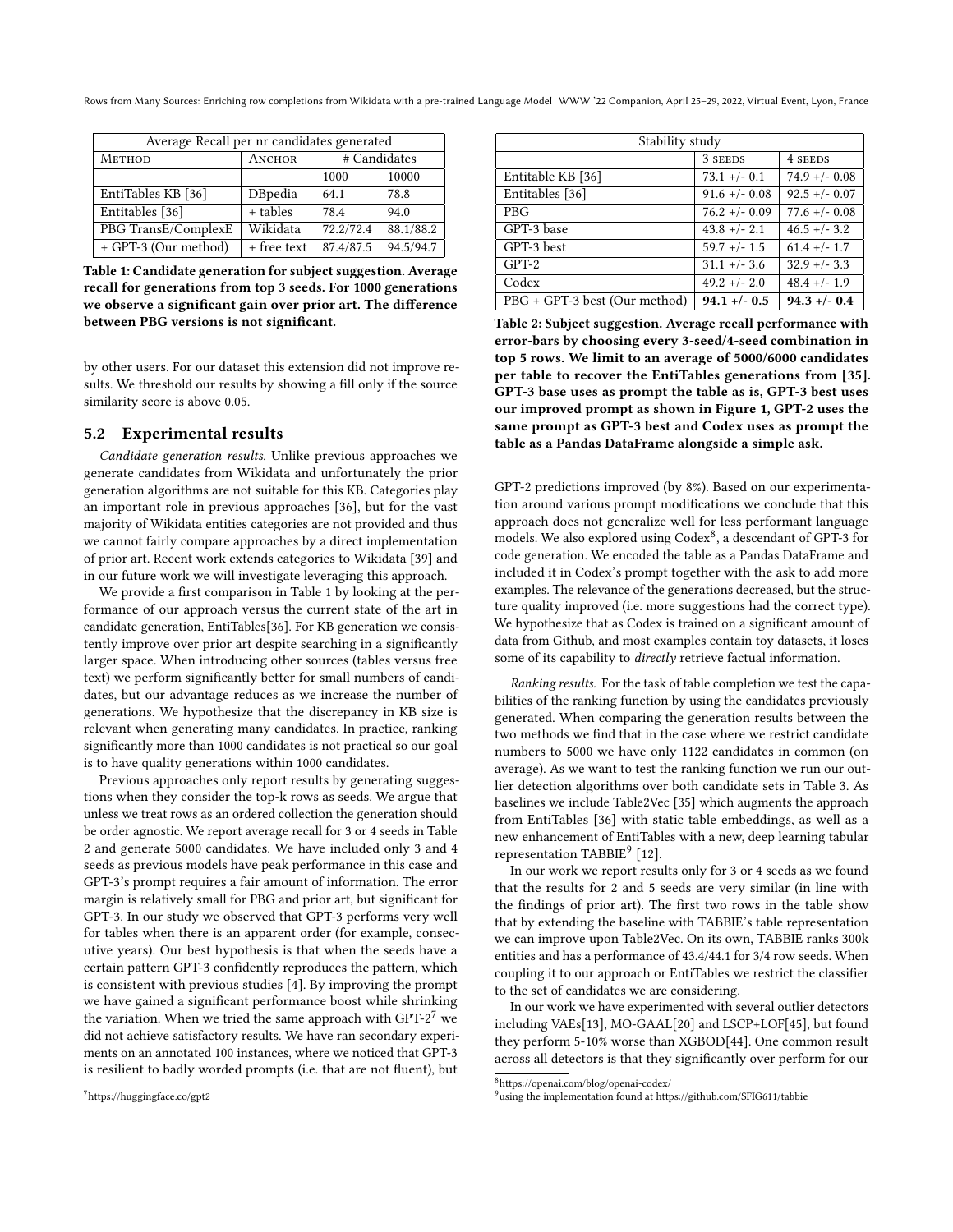| Average Recall per nr candidates generated | | | |
|---|---|---|---|
| Method | Anchor | # Candidates | |
| | | 1000 | 10000 |
| EntiTables KB [36] | DBpedia | 64.1 | 78.8 |
| Entitables [36] | + tables | 78.4 | 94.0 |
| PBG TransE/ComplexE | Wikidata | 72.2/72.4 | 88.1/88.2 |
| + GPT-3 (Our method) | + free text | 87.4/87.5 | 94.5/94.7 |

**Table 1: Candidate generation for subject suggestion. Average recall for generations from top 3 seeds. For 1000 generations we observe a significant gain over prior art. The difference between PBG versions is not significant.**

by other users. For our dataset this extension did not improve results. We threshold our results by showing a fill only if the source similarity score is above 0.05.

### 5.2 Experimental results

*Candidate generation results.* Unlike previous approaches we generate candidates from Wikidata and unfortunately the prior generation algorithms are not suitable for this KB. Categories play an important role in previous approaches [36], but for the vast majority of Wikidata entities categories are not provided and thus we cannot fairly compare approaches by a direct implementation of prior art. Recent work extends categories to Wikidata [39] and in our future work we will investigate leveraging this approach.

We provide a first comparison in Table 1 by looking at the performance of our approach versus the current state of the art in candidate generation, EntiTables[36]. For KB generation we consistently improve over prior art despite searching in a significantly larger space. When introducing other sources (tables versus free text) we perform significantly better for small numbers of candidates, but our advantage reduces as we increase the number of generations. We hypothesize that the discrepancy in KB size is relevant when generating many candidates. In practice, ranking significantly more than 1000 candidates is not practical so our goal is to have quality generations within 1000 candidates.

Previous approaches only report results by generating suggestions when they consider the top-k rows as seeds. We argue that unless we treat rows as an ordered collection the generation should be order agnostic. We report average recall for 3 or 4 seeds in Table 2 and generate 5000 candidates. We have included only 3 and 4 seeds as previous models have peak performance in this case and GPT-3's prompt requires a fair amount of information. The error margin is relatively small for PBG and prior art, but significant for GPT-3. In our study we observed that GPT-3 performs very well for tables when there is an apparent order (for example, consecutive years). Our best hypothesis is that when the seeds have a certain pattern GPT-3 confidently reproduces the pattern, which is consistent with previous studies [4]. By improving the prompt we have gained a significant performance boost while shrinking the variation. When we tried the same approach with GPT-2[7] we did not achieve satisfactory results. We have ran secondary experiments on an annotated 100 instances, where we noticed that GPT-3 is resilient to badly worded prompts (i.e. that are not fluent), but

[7] https://huggingface.co/gpt2

| Stability study | | |
|---|---|---|
| | 3 seeds | 4 seeds |
| Entitable KB [36] | 73.1 +/- 0.1 | 74.9 +/- 0.08 |
| Entitables [36] | 91.6 +/- 0.08 | 92.5 +/- 0.07 |
| PBG | 76.2 +/- 0.09 | 77.6 +/- 0.08 |
| GPT-3 base | 43.8 +/- 2.1 | 46.5 +/- 3.2 |
| GPT-3 best | 59.7 +/- 1.5 | 61.4 +/- 1.7 |
| GPT-2 | 31.1 +/- 3.6 | 32.9 +/- 3.3 |
| Codex | 49.2 +/- 2.0 | 48.4 +/- 1.9 |
| PBG + GPT-3 best (Our method) | **94.1 +/- 0.5** | **94.3 +/- 0.4** |

**Table 2: Subject suggestion. Average recall performance with error-bars by choosing every 3-seed/4-seed combination in top 5 rows. We limit to an average of 5000/6000 candidates per table to recover the EntiTables generations from [35]. GPT-3 base uses as prompt the table as is, GPT-3 best uses our improved prompt as shown in Figure 1, GPT-2 uses the same prompt as GPT-3 best and Codex uses as prompt the table as a Pandas DataFrame alongside a simple ask.**

GPT-2 predictions improved (by 8%). Based on our experimentation around various prompt modifications we conclude that this approach does not generalize well for less performant language models. We also explored using Codex[8], a descendant of GPT-3 for code generation. We encoded the table as a Pandas DataFrame and included it in Codex's prompt together with the ask to add more examples. The relevance of the generations decreased, but the structure quality improved (i.e. more suggestions had the correct type). We hypothesize that as Codex is trained on a significant amount of data from Github, and most examples contain toy datasets, it loses some of its capability to *directly* retrieve factual information.

*Ranking results.* For the task of table completion we test the capabilities of the ranking function by using the candidates previously generated. When comparing the generation results between the two methods we find that in the case where we restrict candidate numbers to 5000 we have only 1122 candidates in common (on average). As we want to test the ranking function we run our outlier detection algorithms over both candidate sets in Table 3. As baselines we include Table2Vec [35] which augments the approach from EntiTables [36] with static table embeddings, as well as a new enhancement of EntiTables with a new, deep learning tabular representation TABBIE[9] [12].

In our work we report results only for 3 or 4 seeds as we found that the results for 2 and 5 seeds are very similar (in line with the findings of prior art). The first two rows in the table show that by extending the baseline with TABBIE's table representation we can improve upon Table2Vec. On its own, TABBIE ranks 300k entities and has a performance of 43.4/44.1 for 3/4 row seeds. When coupling it to our approach or EntiTables we restrict the classifier to the set of candidates we are considering.

In our work we have experimented with several outlier detectors including VAEs[13], MO-GAAL[20] and LSCP+LOF[45], but found they perform 5-10% worse than XGBOD[44]. One common result across all detectors is that they significantly over perform for our

[8] https://openai.com/blog/openai-codex/

[9] using the implementation found at https://github.com/SFIG611/tabbie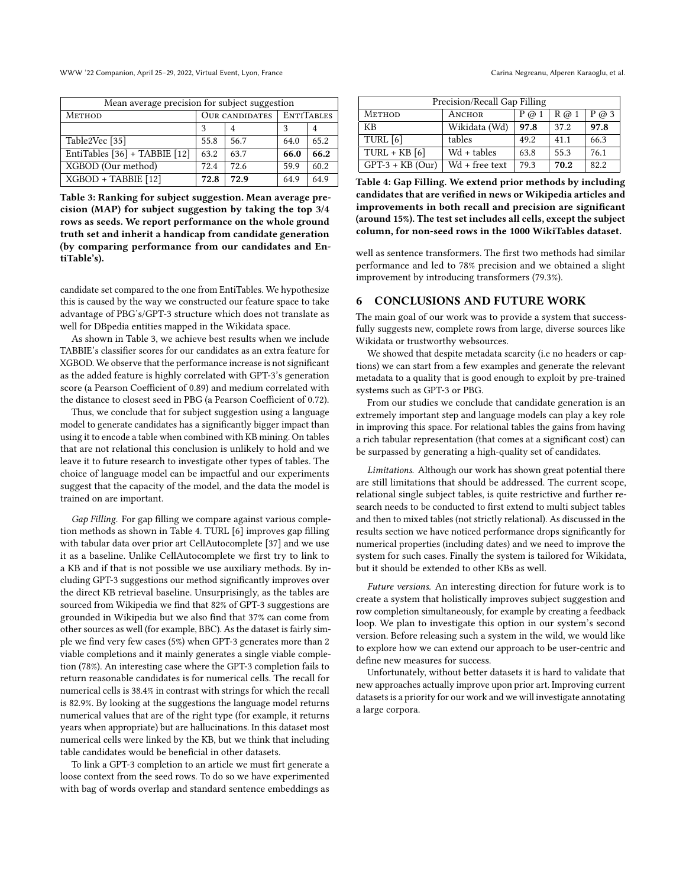| Mean average precision for subject suggestion | | | | |
|---|---|---|---|---|
| METHOD | OUR CANDIDATES | | ENTITABLES | |
| | 3 | 4 | 3 | 4 |
| Table2Vec [35] | 55.8 | 56.7 | 64.0 | 65.2 |
| EntiTables [36] + TABBIE [12] | 63.2 | 63.7 | **66.0** | **66.2** |
| XGBOD (Our method) | 72.4 | 72.6 | 59.9 | 60.2 |
| XGBOD + TABBIE [12] | **72.8** | **72.9** | 64.9 | 64.9 |

**Table 3: Ranking for subject suggestion. Mean average precision (MAP) for subject suggestion by taking the top 3/4 rows as seeds. We report performance on the whole ground truth set and inherit a handicap from candidate generation (by comparing performance from our candidates and EntiTable's).**

candidate set compared to the one from EntiTables. We hypothesize this is caused by the way we constructed our feature space to take advantage of PBG's/GPT-3 structure which does not translate as well for DBpedia entities mapped in the Wikidata space.

As shown in Table 3, we achieve best results when we include TABBIE's classifier scores for our candidates as an extra feature for XGBOD. We observe that the performance increase is not significant as the added feature is highly correlated with GPT-3's generation score (a Pearson Coefficient of 0.89) and medium correlated with the distance to closest seed in PBG (a Pearson Coefficient of 0.72).

Thus, we conclude that for subject suggestion using a language model to generate candidates has a significantly bigger impact than using it to encode a table when combined with KB mining. On tables that are not relational this conclusion is unlikely to hold and we leave it to future research to investigate other types of tables. The choice of language model can be impactful and our experiments suggest that the capacity of the model, and the data the model is trained on are important.

*Gap Filling.* For gap filling we compare against various completion methods as shown in Table 4. TURL [6] improves gap filling with tabular data over prior art CellAutocomplete [37] and we use it as a baseline. Unlike CellAutocomplete we first try to link to a KB and if that is not possible we use auxiliary methods. By including GPT-3 suggestions our method significantly improves over the direct KB retrieval baseline. Unsurprisingly, as the tables are sourced from Wikipedia we find that 82% of GPT-3 suggestions are grounded in Wikipedia but we also find that 37% can come from other sources as well (for example, BBC). As the dataset is fairly simple we find very few cases (5%) when GPT-3 generates more than 2 viable completions and it mainly generates a single viable completion (78%). An interesting case where the GPT-3 completion fails to return reasonable candidates is for numerical cells. The recall for numerical cells is 38.4% in contrast with strings for which the recall is 82.9%. By looking at the suggestions the language model returns numerical values that are of the right type (for example, it returns years when appropriate) but are hallucinations. In this dataset most numerical cells were linked by the KB, but we think that including table candidates would be beneficial in other datasets.

To link a GPT-3 completion to an article we must firt generate a loose context from the seed rows. To do so we have experimented with bag of words overlap and standard sentence embeddings as

| Precision/Recall Gap Filling | | | | |
|---|---|---|---|---|
| METHOD | ANCHOR | P @ 1 | R @ 1 | P @ 3 |
| KB | Wikidata (Wd) | **97.8** | 37.2 | **97.8** |
| TURL [6] | tables | 49.2 | 41.1 | 66.3 |
| TURL + KB [6] | Wd + tables | 63.8 | 55.3 | 76.1 |
| GPT-3 + KB (Our) | Wd + free text | 79.3 | **70.2** | 82.2 |

**Table 4: Gap Filling. We extend prior methods by including candidates that are verified in news or Wikipedia articles and improvements in both recall and precision are significant (around 15%). The test set includes all cells, except the subject column, for non-seed rows in the 1000 WikiTables dataset.**

well as sentence transformers. The first two methods had similar performance and led to 78% precision and we obtained a slight improvement by introducing transformers (79.3%).

## 6 CONCLUSIONS AND FUTURE WORK

The main goal of our work was to provide a system that successfully suggests new, complete rows from large, diverse sources like Wikidata or trustworthy websources.

We showed that despite metadata scarcity (i.e no headers or captions) we can start from a few examples and generate the relevant metadata to a quality that is good enough to exploit by pre-trained systems such as GPT-3 or PBG.

From our studies we conclude that candidate generation is an extremely important step and language models can play a key role in improving this space. For relational tables the gains from having a rich tabular representation (that comes at a significant cost) can be surpassed by generating a high-quality set of candidates.

*Limitations.* Although our work has shown great potential there are still limitations that should be addressed. The current scope, relational single subject tables, is quite restrictive and further research needs to be conducted to first extend to multi subject tables and then to mixed tables (not strictly relational). As discussed in the results section we have noticed performance drops significantly for numerical properties (including dates) and we need to improve the system for such cases. Finally the system is tailored for Wikidata, but it should be extended to other KBs as well.

*Future versions.* An interesting direction for future work is to create a system that holistically improves subject suggestion and row completion simultaneously, for example by creating a feedback loop. We plan to investigate this option in our system's second version. Before releasing such a system in the wild, we would like to explore how we can extend our approach to be user-centric and define new measures for success.

Unfortunately, without better datasets it is hard to validate that new approaches actually improve upon prior art. Improving current datasets is a priority for our work and we will investigate annotating a large corpora.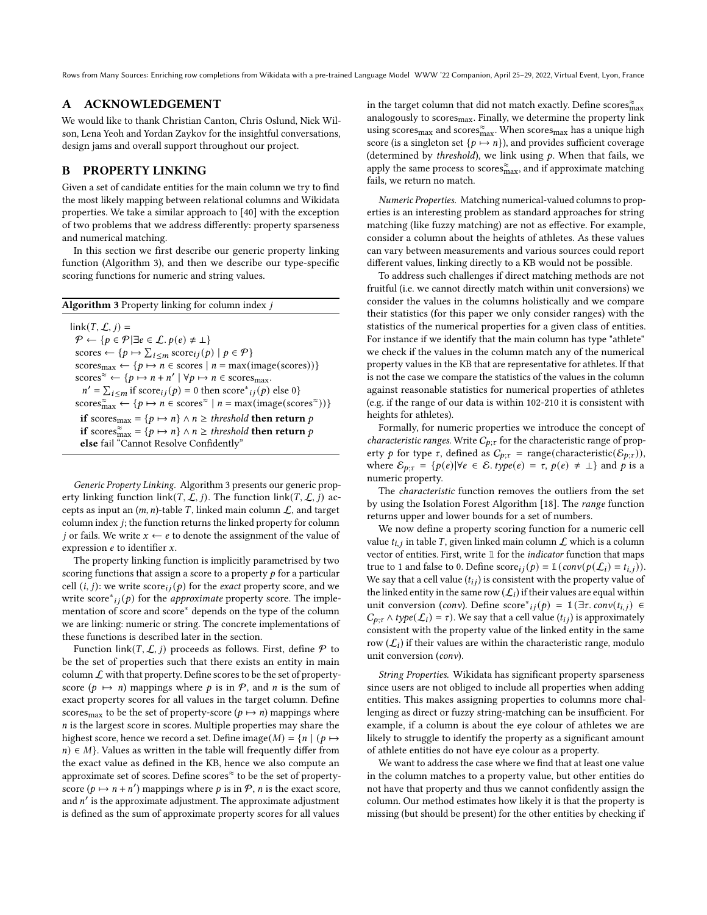## A ACKNOWLEDGEMENT

We would like to thank Christian Canton, Chris Oslund, Nick Wilson, Lena Yeoh and Yordan Zaykov for the insightful conversations, design jams and overall support throughout our project.

## B PROPERTY LINKING

Given a set of candidate entities for the main column we try to find the most likely mapping between relational columns and Wikidata properties. We take a similar approach to [40] with the exception of two problems that we address differently: property sparseness and numerical matching.

In this section we first describe our generic property linking function (Algorithm 3), and then we describe our type-specific scoring functions for numeric and string values.

**Algorithm 3** Property linking for column index $j$

$\mathsf{link}(T, \mathcal{L}, j) =$
$\quad \mathcal{P} \leftarrow \{p \in \mathcal{P} | \exists e \in \mathcal{L}.\, p(e) \neq \bot\}$
$\quad \text{scores} \leftarrow \{p \mapsto \sum_{i \leq m} \text{score}_{ij}(p) \mid p \in \mathcal{P}\}$
$\quad \text{scores}_{\max} \leftarrow \{p \mapsto n \in \text{scores} \mid n = \max(\text{image}(\text{scores}))\}$
$\quad \text{scores}^{\approx} \leftarrow \{p \mapsto n + n' \mid \forall p \mapsto n \in \text{scores}_{\max}.$
$\quad\quad n' = \sum_{i \leq m} \text{if score}_{ij}(p) = 0 \text{ then score}^{*}{}_{ij}(p) \text{ else } 0\}$
$\quad \text{scores}^{\approx}_{\max} \leftarrow \{p \mapsto n \in \text{scores}^{\approx} \mid n = \max(\text{image}(\text{scores}^{\approx}))\}$
$\quad$ **if** $\text{scores}_{\max} = \{p \mapsto n\} \wedge n \geq \textit{threshold}$ **then return** $p$
$\quad$ **if** $\text{scores}^{\approx}_{\max} = \{p \mapsto n\} \wedge n \geq \textit{threshold}$ **then return** $p$
$\quad$ **else** fail "Cannot Resolve Confidently"

*Generic Property Linking.* Algorithm 3 presents our generic property linking function $\mathsf{link}(T, \mathcal{L}, j)$. The function $\mathsf{link}(T, \mathcal{L}, j)$ accepts as input an $(m, n)$-table $T$, linked main column $\mathcal{L}$, and target column index $j$; the function returns the linked property for column $j$ or fails. We write $x \leftarrow e$ to denote the assignment of the value of expression $e$ to identifier $x$.

The property linking function is implicitly parametrised by two scoring functions that assign a score to a property $p$ for a particular cell $(i, j)$: we write $\text{score}_{ij}(p)$ for the *exact* property score, and we write $\text{score}^{*}{}_{ij}(p)$ for the *approximate* property score. The implementation of score and score$^{*}$ depends on the type of the column we are linking: numeric or string. The concrete implementations of these functions is described later in the section.

Function $\mathsf{link}(T, \mathcal{L}, j)$ proceeds as follows. First, define $\mathcal{P}$ to be the set of properties such that there exists an entity in main column $\mathcal{L}$ with that property. Define scores to be the set of property-score $(p \mapsto n)$ mappings where $p$ is in $\mathcal{P}$, and $n$ is the sum of exact property scores for all values in the target column. Define $\text{scores}_{\max}$ to be the set of property-score $(p \mapsto n)$ mappings where $n$ is the largest score in scores. Multiple properties may share the highest score, hence we record a set. Define $\text{image}(M) = \{n \mid (p \mapsto n) \in M\}$. Values as written in the table will frequently differ from the exact value as defined in the KB, hence we also compute an approximate set of scores. Define $\text{scores}^{\approx}$ to be the set of property-score $(p \mapsto n + n')$ mappings where $p$ is in $\mathcal{P}$, $n$ is the exact score, and $n'$ is the approximate adjustment. The approximate adjustment is defined as the sum of approximate property scores for all values in the target column that did not match exactly. Define $\text{scores}^{\approx}_{\max}$ analogously to $\text{scores}_{\max}$. Finally, we determine the property link using $\text{scores}_{\max}$ and $\text{scores}^{\approx}_{\max}$. When $\text{scores}_{\max}$ has a unique high score (is a singleton set $\{p \mapsto n\}$), and provides sufficient coverage (determined by *threshold*), we link using $p$. When that fails, we apply the same process to $\text{scores}^{\approx}_{\max}$, and if approximate matching fails, we return no match.

*Numeric Properties.* Matching numerical-valued columns to properties is an interesting problem as standard approaches for string matching (like fuzzy matching) are not as effective. For example, consider a column about the heights of athletes. As these values can vary between measurements and various sources could report different values, linking directly to a KB would not be possible.

To address such challenges if direct matching methods are not fruitful (i.e. we cannot directly match within unit conversions) we consider the values in the columns holistically and we compare their statistics (for this paper we only consider ranges) with the statistics of the numerical properties for a given class of entities. For instance if we identify that the main column has type "athlete" we check if the values in the column match any of the numerical property values in the KB that are representative for athletes. If that is not the case we compare the statistics of the values in the column against reasonable statistics for numerical properties of athletes (e.g. if the range of our data is within 102-210 it is consistent with heights for athletes).

Formally, for numeric properties we introduce the concept of *characteristic ranges*. Write $\mathcal{C}_{p;\tau}$ for the characteristic range of property $p$ for type $\tau$, defined as $\mathcal{C}_{p;\tau} = \text{range}(\text{characteristic}(\mathcal{E}_{p;\tau}))$, where $\mathcal{E}_{p;\tau} = \{p(e) | \forall e \in \mathcal{E}.\, type(e) = \tau,\, p(e) \neq \bot\}$ and $p$ is a numeric property.

The *characteristic* function removes the outliers from the set by using the Isolation Forest Algorithm [18]. The *range* function returns upper and lower bounds for a set of numbers.

We now define a property scoring function for a numeric cell value $t_{i,j}$ in table $T$, given linked main column $\mathcal{L}$ which is a column vector of entities. First, write $\mathbb{1}$ for the *indicator* function that maps true to 1 and false to 0. Define $\text{score}_{ij}(p) = \mathbb{1}(conv(p(\mathcal{L}_i) = t_{i,j}))$. We say that a cell value $(t_{ij})$ is consistent with the property value of the linked entity in the same row $(\mathcal{L}_i)$ if their values are equal within unit conversion ($conv$). Define $\text{score}^{*}{}_{ij}(p) = \mathbb{1}(\exists \tau.\, conv(t_{i,j}) \in \mathcal{C}_{p;\tau} \wedge type(\mathcal{L}_i) = \tau)$. We say that a cell value $(t_{ij})$ is approximately consistent with the property value of the linked entity in the same row $(\mathcal{L}_i)$ if their values are within the characteristic range, modulo unit conversion ($conv$).

*String Properties.* Wikidata has significant property sparseness since users are not obliged to include all properties when adding entities. This makes assigning properties to columns more challenging as direct or fuzzy string-matching can be insufficient. For example, if a column is about the eye colour of athletes we are likely to struggle to identify the property as a significant amount of athlete entities do not have eye colour as a property.

We want to address the case where we find that at least one value in the column matches to a property value, but other entities do not have that property and thus we cannot confidently assign the column. Our method estimates how likely it is that the property is missing (but should be present) for the other entities by checking if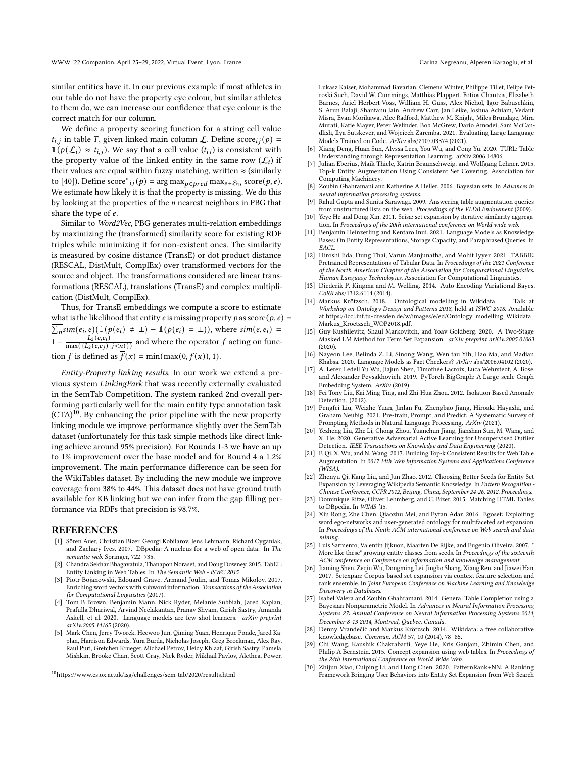similar entities have it. In our previous example if most athletes in our table do not have the property eye colour, but similar athletes to them do, we can increase our confidence that eye colour is the correct match for our column.

We define a property scoring function for a string cell value $t_{i,j}$ in table $T$, given linked main column $\mathcal{L}$. Define $\text{score}_{ij}(p) = \mathbb{1}(p(\mathcal{L}_i) \approx t_{i,j})$. We say that a cell value ($t_{ij}$) is consistent with the property value of the linked entity in the same row ($\mathcal{L}_i$) if their values are equal within fuzzy matching, written $\approx$ (similarly to [40]). Define $\text{score}^*{}_{ij}(p) = \arg\max_{p \in pred} \max_{e \in \mathcal{E}_{1i}} \text{score}(p, e)$. We estimate how likely it is that the property is missing. We do this by looking at the properties of the $n$ nearest neighbors in PBG that share the type of $e$.

Similar to *Word2Vec*, PBG generates multi-relation embeddings by maximizing the (transformed) similarity score for existing RDF triples while minimizing it for non-existent ones. The similarity is measured by cosine distance (TransE) or dot product distance (RESCAL, DistMult, ComplEx) over transformed vectors for the source and object. The transformations considered are linear transformations (RESCAL), translations (TransE) and complex multiplication (DistMult, ComplEx).

Thus, for TransE embeddings we compute a score to estimate what is the likelihood that entity $e$ is missing property $p$ as $\text{score}(p, e) = \overline{\sum_n sim(e_i, e)(\mathbb{1}(p(e_i) \neq \bot) - \mathbb{1}(p(e_i) = \bot))}$, where $sim(e, e_i) = 1 - \frac{L_2(e, e_i)}{\max(\{L_2(e, e_j) | j < n\})}$ and where the operator $\overline{f}$ acting on function $f$ is defined as $\overline{f}(x) = \min(\max(0, f(x)), 1)$.

*Entity-Property linking results.* In our work we extend a previous system *LinkingPark* that was recently externally evaluated in the SemTab Competition. The system ranked 2nd overall performing particularly well for the main entity type annotation task (CTA)[10]. By enhancing the prior pipeline with the new property linking module we improve performance slightly over the SemTab dataset (unfortunately for this task simple methods like direct linking achieve around 95% precision). For Rounds 1-3 we have an up to 1% improvement over the base model and for Round 4 a 1.2% improvement. The main performance difference can be seen for the WikiTables dataset. By including the new module we improve coverage from 38% to 44%. This dataset does not have ground truth available for KB linking but we can infer from the gap filling performance via RDFs that precision is 98.7%.

[10] https://www.cs.ox.ac.uk/isg/challenges/sem-tab/2020/results.html

## REFERENCES

- [1] Sören Auer, Christian Bizer, Georgi Kobilarov, Jens Lehmann, Richard Cyganiak, and Zachary Ives. 2007. DBpedia: A nucleus for a web of open data. In *The semantic web*. Springer, 722–735.
- [2] Chandra Sekhar Bhagavatula, Thanapon Noraset, and Doug Downey. 2015. TabEL: Entity Linking in Web Tables. In *The Semantic Web - ISWC 2015*.
- [3] Piotr Bojanowski, Edouard Grave, Armand Joulin, and Tomas Mikolov. 2017. Enriching word vectors with subword information. *Transactions of the Association for Computational Linguistics* (2017).
- [4] Tom B Brown, Benjamin Mann, Nick Ryder, Melanie Subbiah, Jared Kaplan, Prafulla Dhariwal, Arvind Neelakantan, Pranav Shyam, Girish Sastry, Amanda Askell, et al. 2020. Language models are few-shot learners. *arXiv preprint arXiv:2005.14165* (2020).
- [5] Mark Chen, Jerry Tworek, Heewoo Jun, Qiming Yuan, Henrique Ponde, Jared Kaplan, Harrison Edwards, Yura Burda, Nicholas Joseph, Greg Brockman, Alex Ray, Raul Puri, Gretchen Krueger, Michael Petrov, Heidy Khlaaf, Girish Sastry, Pamela Mishkin, Brooke Chan, Scott Gray, Nick Ryder, Mikhail Pavlov, Alethea. Power, Lukasz Kaiser, Mohammad Bavarian, Clemens Winter, Philippe Tillet, Felipe Petroski Such, David W. Cummings, Matthias Plappert, Fotios Chantzis, Elizabeth Barnes, Ariel Herbert-Voss, William H. Guss, Alex Nichol, Igor Babuschkin, S. Arun Balaji, Shantanu Jain, Andrew Carr, Jan Leike, Joshua Achiam, Vedant Misra, Evan Morikawa, Alec Radford, Matthew M. Knight, Miles Brundage, Mira Murati, Katie Mayer, Peter Welinder, Bob McGrew, Dario Amodei, Sam McCandlish, Ilya Sutskever, and Wojciech Zaremba. 2021. Evaluating Large Language Models Trained on Code. *ArXiv* abs/2107.03374 (2021).
- [6] Xiang Deng, Huan Sun, Alyssa Lees, You Wu, and Cong Yu. 2020. TURL: Table Understanding through Representation Learning. arXiv:2006.14806
- [7] Julian Eberius, Maik Thiele, Katrin Braunschweig, and Wolfgang Lehner. 2015. Top-k Entity Augmentation Using Consistent Set Covering. Association for Computing Machinery.
- [8] Zoubin Ghahramani and Katherine A Heller. 2006. Bayesian sets. In *Advances in neural information processing systems*.
- [9] Rahul Gupta and Sunita Sarawagi. 2009. Answering table augmentation queries from unstructured lists on the web. *Proceedings of the VLDB Endowment* (2009).
- [10] Yeye He and Dong Xin. 2011. Seisa: set expansion by iterative similarity aggregation. In *Proceedings of the 20th international conference on World wide web*.
- [11] Benjamin Heinzerling and Kentaro Inui. 2021. Language Models as Knowledge Bases: On Entity Representations, Storage Capacity, and Paraphrased Queries. In *EACL*.
- [12] Hiroshi Iida, Dung Thai, Varun Manjunatha, and Mohit Iyyer. 2021. TABBIE: Pretrained Representations of Tabular Data. In *Proceedings of the 2021 Conference of the North American Chapter of the Association for Computational Linguistics: Human Language Technologies*. Association for Computational Linguistics.
- [13] Diederik P. Kingma and M. Welling. 2014. Auto-Encoding Variational Bayes. *CoRR* abs/1312.6114 (2014).
- [14] Markus Krötzsch. 2018. Ontological modelling in Wikidata. Talk at *Workshop on Ontology Design and Patterns 2018*, held at *ISWC 2018*. Available at https://iccl.inf.tu-dresden.de/w/images/e/ed/Ontology_modelling_Wikidata_Markus_Kroetzsch_WOP2018.pdf.
- [15] Guy Kushilevitz, Shaul Markovitch, and Yoav Goldberg. 2020. A Two-Stage Masked LM Method for Term Set Expansion. *arXiv preprint arXiv:2005.01063* (2020).
- [16] Nayeon Lee, Belinda Z. Li, Sinong Wang, Wen tau Yih, Hao Ma, and Madian Khabsa. 2020. Language Models as Fact Checkers? *ArXiv* abs/2006.04102 (2020).
- [17] A. Lerer, Ledell Yu Wu, Jiajun Shen, Timothée Lacroix, Luca Wehrstedt, A. Bose, and Alexander Peysakhovich. 2019. PyTorch-BigGraph: A Large-scale Graph Embedding System. *ArXiv* (2019).
- [18] Fei Tony Liu, Kai Ming Ting, and Zhi-Hua Zhou. 2012. Isolation-Based Anomaly Detection. (2012).
- [19] Pengfei Liu, Weizhe Yuan, Jinlan Fu, Zhengbao Jiang, Hiroaki Hayashi, and Graham Neubig. 2021. Pre-train, Prompt, and Predict: A Systematic Survey of Prompting Methods in Natural Language Processing. *ArXiv* (2021).
- [20] Yezheng Liu, Zhe Li, Chong Zhou, Yuanchun Jiang, Jianshan Sun, M. Wang, and X. He. 2020. Generative Adversarial Active Learning for Unsupervised Outlier Detection. *IEEE Transactions on Knowledge and Data Engineering* (2020).
- [21] F. Qi, X. Wu, and N. Wang. 2017. Building Top-k Consistent Results for Web Table Augmentation. In *2017 14th Web Information Systems and Applications Conference (WISA)*.
- [22] Zhenyu Qi, Kang Liu, and Jun Zhao. 2012. Choosing Better Seeds for Entity Set Expansion by Leveraging Wikipedia Semantic Knowledge. In *Pattern Recognition - Chinese Conference, CCPR 2012, Beijing, China, September 24-26, 2012. Proceedings*.
- [23] Dominique Ritze, Oliver Lehmberg, and C. Bizer. 2015. Matching HTML Tables to DBpedia. In *WIMS '15*.
- [24] Xin Rong, Zhe Chen, Qiaozhu Mei, and Eytan Adar. 2016. Egoset: Exploiting word ego-networks and user-generated ontology for multifaceted set expansion. In *Proceedings of the Ninth ACM international conference on Web search and data mining*.
- [25] Luis Sarmento, Valentin Jijkuon, Maarten De Rijke, and Eugenio Oliveira. 2007. " More like these" growing entity classes from seeds. In *Proceedings of the sixteenth ACM conference on Conference on information and knowledge management*.
- [26] Jiaming Shen, Zeqiu Wu, Dongming Lei, Jingbo Shang, Xiang Ren, and Jiawei Han. 2017. Setexpan: Corpus-based set expansion via context feature selection and rank ensemble. In *Joint European Conference on Machine Learning and Knowledge Discovery in Databases*.
- [27] Isabel Valera and Zoubin Ghahramani. 2014. General Table Completion using a Bayesian Nonparametric Model. In *Advances in Neural Information Processing Systems 27: Annual Conference on Neural Information Processing Systems 2014, December 8-13 2014, Montreal, Quebec, Canada*.
- [28] Denny Vrandečić and Markus Krötzsch. 2014. Wikidata: a free collaborative knowledgebase. *Commun. ACM* 57, 10 (2014), 78–85.
- [29] Chi Wang, Kaushik Chakrabarti, Yeye He, Kris Ganjam, Zhimin Chen, and Philip A Bernstein. 2015. Concept expansion using web tables. In *Proceedings of the 24th International Conference on World Wide Web*.
- [30] Zhijun Xiao, Cuiping Li, and Hong Chen. 2020. PatternRank+NN: A Ranking Framework Bringing User Behaviors into Entity Set Expansion from Web Search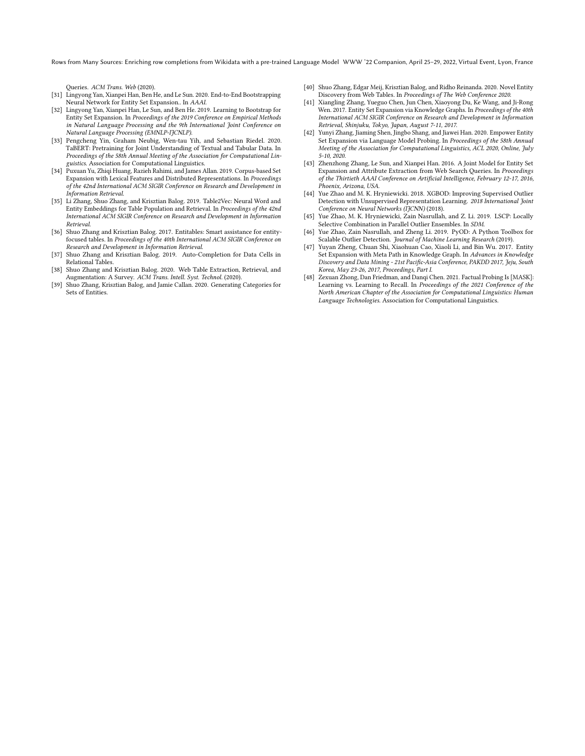Queries. *ACM Trans. Web* (2020).

[31] Lingyong Yan, Xianpei Han, Ben He, and Le Sun. 2020. End-to-End Bootstrapping Neural Network for Entity Set Expansion.. In *AAAI*.

[32] Lingyong Yan, Xianpei Han, Le Sun, and Ben He. 2019. Learning to Bootstrap for Entity Set Expansion. In *Proceedings of the 2019 Conference on Empirical Methods in Natural Language Processing and the 9th International Joint Conference on Natural Language Processing (EMNLP-IJCNLP)*.

[33] Pengcheng Yin, Graham Neubig, Wen-tau Yih, and Sebastian Riedel. 2020. TaBERT: Pretraining for Joint Understanding of Textual and Tabular Data. In *Proceedings of the 58th Annual Meeting of the Association for Computational Linguistics*. Association for Computational Linguistics.

[34] Puxuan Yu, Zhiqi Huang, Razieh Rahimi, and James Allan. 2019. Corpus-based Set Expansion with Lexical Features and Distributed Representations. In *Proceedings of the 42nd International ACM SIGIR Conference on Research and Development in Information Retrieval*.

[35] Li Zhang, Shuo Zhang, and Krisztian Balog. 2019. Table2Vec: Neural Word and Entity Embeddings for Table Population and Retrieval. In *Proceedings of the 42nd International ACM SIGIR Conference on Research and Development in Information Retrieval*.

[36] Shuo Zhang and Krisztian Balog. 2017. Entitables: Smart assistance for entity-focused tables. In *Proceedings of the 40th International ACM SIGIR Conference on Research and Development in Information Retrieval*.

[37] Shuo Zhang and Krisztian Balog. 2019. Auto-Completion for Data Cells in Relational Tables.

[38] Shuo Zhang and Krisztian Balog. 2020. Web Table Extraction, Retrieval, and Augmentation: A Survey. *ACM Trans. Intell. Syst. Technol.* (2020).

[39] Shuo Zhang, Krisztian Balog, and Jamie Callan. 2020. Generating Categories for Sets of Entities.

[40] Shuo Zhang, Edgar Meij, Krisztian Balog, and Ridho Reinanda. 2020. Novel Entity Discovery from Web Tables. In *Proceedings of The Web Conference 2020*.

[41] Xiangling Zhang, Yueguo Chen, Jun Chen, Xiaoyong Du, Ke Wang, and Ji-Rong Wen. 2017. Entity Set Expansion via Knowledge Graphs. In *Proceedings of the 40th International ACM SIGIR Conference on Research and Development in Information Retrieval, Shinjuku, Tokyo, Japan, August 7-11, 2017*.

[42] Yunyi Zhang, Jiaming Shen, Jingbo Shang, and Jiawei Han. 2020. Empower Entity Set Expansion via Language Model Probing. In *Proceedings of the 58th Annual Meeting of the Association for Computational Linguistics, ACL 2020, Online, July 5-10, 2020*.

[43] Zhenzhong Zhang, Le Sun, and Xianpei Han. 2016. A Joint Model for Entity Set Expansion and Attribute Extraction from Web Search Queries. In *Proceedings of the Thirtieth AAAI Conference on Artificial Intelligence, February 12-17, 2016, Phoenix, Arizona, USA*.

[44] Yue Zhao and M. K. Hryniewicki. 2018. XGBOD: Improving Supervised Outlier Detection with Unsupervised Representation Learning. *2018 International Joint Conference on Neural Networks (IJCNN)* (2018).

[45] Yue Zhao, M. K. Hryniewicki, Zain Nasrullah, and Z. Li. 2019. LSCP: Locally Selective Combination in Parallel Outlier Ensembles. In *SDM*.

[46] Yue Zhao, Zain Nasrullah, and Zheng Li. 2019. PyOD: A Python Toolbox for Scalable Outlier Detection. *Journal of Machine Learning Research* (2019).

[47] Yuyan Zheng, Chuan Shi, Xiaohuan Cao, Xiaoli Li, and Bin Wu. 2017. Entity Set Expansion with Meta Path in Knowledge Graph. In *Advances in Knowledge Discovery and Data Mining - 21st Pacific-Asia Conference, PAKDD 2017, Jeju, South Korea, May 23-26, 2017, Proceedings, Part I*.

[48] Zexuan Zhong, Dan Friedman, and Danqi Chen. 2021. Factual Probing Is [MASK]: Learning vs. Learning to Recall. In *Proceedings of the 2021 Conference of the North American Chapter of the Association for Computational Linguistics: Human Language Technologies*. Association for Computational Linguistics.